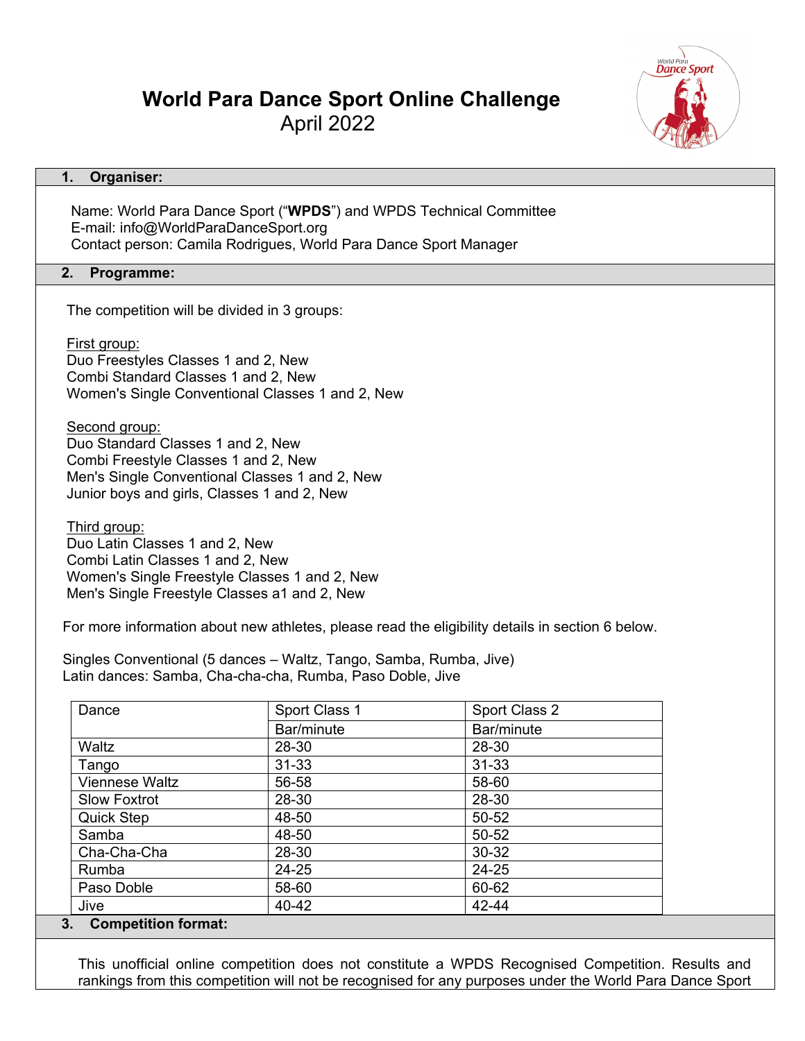# World Para Dance Sport Online Challenge

April 2022

## 1. Organiser:

Name: World Para Dance Sport ("**WPDS**") and WPDS Technical Committee
E-mail: info@WorldParaDanceSport.org
Contact person: Camila Rodrigues, World Para Dance Sport Manager

## 2. Programme:

The competition will be divided in 3 groups:

First group:
Duo Freestyles Classes 1 and 2, New
Combi Standard Classes 1 and 2, New
Women's Single Conventional Classes 1 and 2, New

Second group:
Duo Standard Classes 1 and 2, New
Combi Freestyle Classes 1 and 2, New
Men's Single Conventional Classes 1 and 2, New
Junior boys and girls, Classes 1 and 2, New

Third group:
Duo Latin Classes 1 and 2, New
Combi Latin Classes 1 and 2, New
Women's Single Freestyle Classes 1 and 2, New
Men's Single Freestyle Classes a1 and 2, New

For more information about new athletes, please read the eligibility details in section 6 below.

Singles Conventional (5 dances – Waltz, Tango, Samba, Rumba, Jive)
Latin dances: Samba, Cha-cha-cha, Rumba, Paso Doble, Jive

| Dance | Sport Class 1 | Sport Class 2 |
|---|---|---|
| | Bar/minute | Bar/minute |
| Waltz | 28-30 | 28-30 |
| Tango | 31-33 | 31-33 |
| Viennese Waltz | 56-58 | 58-60 |
| Slow Foxtrot | 28-30 | 28-30 |
| Quick Step | 48-50 | 50-52 |
| Samba | 48-50 | 50-52 |
| Cha-Cha-Cha | 28-30 | 30-32 |
| Rumba | 24-25 | 24-25 |
| Paso Doble | 58-60 | 60-62 |
| Jive | 40-42 | 42-44 |

## 3. Competition format:

This unofficial online competition does not constitute a WPDS Recognised Competition. Results and rankings from this competition will not be recognised for any purposes under the World Para Dance Sport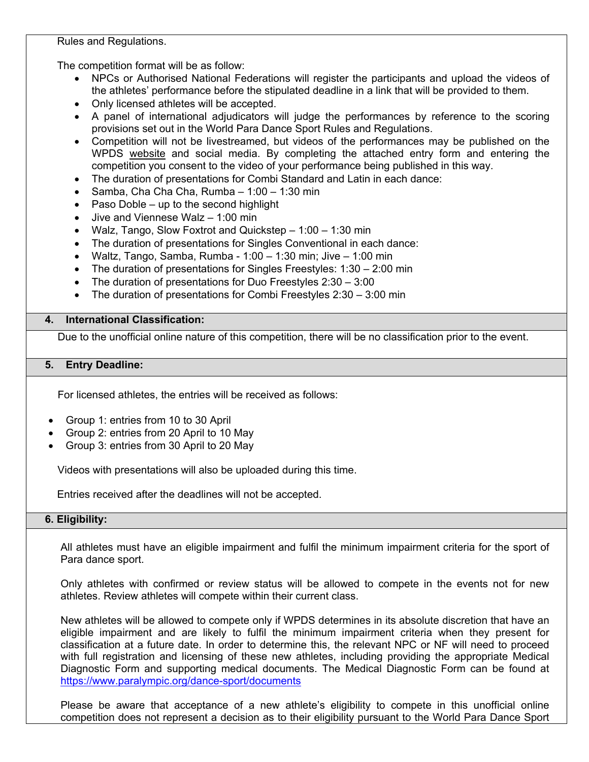Rules and Regulations.

The competition format will be as follow:

- NPCs or Authorised National Federations will register the participants and upload the videos of the athletes' performance before the stipulated deadline in a link that will be provided to them.
- Only licensed athletes will be accepted.
- A panel of international adjudicators will judge the performances by reference to the scoring provisions set out in the World Para Dance Sport Rules and Regulations.
- Competition will not be livestreamed, but videos of the performances may be published on the WPDS website and social media. By completing the attached entry form and entering the competition you consent to the video of your performance being published in this way.
- The duration of presentations for Combi Standard and Latin in each dance:
- Samba, Cha Cha Cha, Rumba – 1:00 – 1:30 min
- Paso Doble – up to the second highlight
- Jive and Viennese Walz – 1:00 min
- Walz, Tango, Slow Foxtrot and Quickstep – 1:00 – 1:30 min
- The duration of presentations for Singles Conventional in each dance:
- Waltz, Tango, Samba, Rumba - 1:00 – 1:30 min; Jive – 1:00 min
- The duration of presentations for Singles Freestyles: 1:30 – 2:00 min
- The duration of presentations for Duo Freestyles 2:30 – 3:00
- The duration of presentations for Combi Freestyles 2:30 – 3:00 min

## 4. International Classification:

Due to the unofficial online nature of this competition, there will be no classification prior to the event.

## 5. Entry Deadline:

For licensed athletes, the entries will be received as follows:

- Group 1: entries from 10 to 30 April
- Group 2: entries from 20 April to 10 May
- Group 3: entries from 30 April to 20 May

Videos with presentations will also be uploaded during this time.

Entries received after the deadlines will not be accepted.

## 6. Eligibility:

All athletes must have an eligible impairment and fulfil the minimum impairment criteria for the sport of Para dance sport.

Only athletes with confirmed or review status will be allowed to compete in the events not for new athletes. Review athletes will compete within their current class.

New athletes will be allowed to compete only if WPDS determines in its absolute discretion that have an eligible impairment and are likely to fulfil the minimum impairment criteria when they present for classification at a future date. In order to determine this, the relevant NPC or NF will need to proceed with full registration and licensing of these new athletes, including providing the appropriate Medical Diagnostic Form and supporting medical documents. The Medical Diagnostic Form can be found at https://www.paralympic.org/dance-sport/documents

Please be aware that acceptance of a new athlete's eligibility to compete in this unofficial online competition does not represent a decision as to their eligibility pursuant to the World Para Dance Sport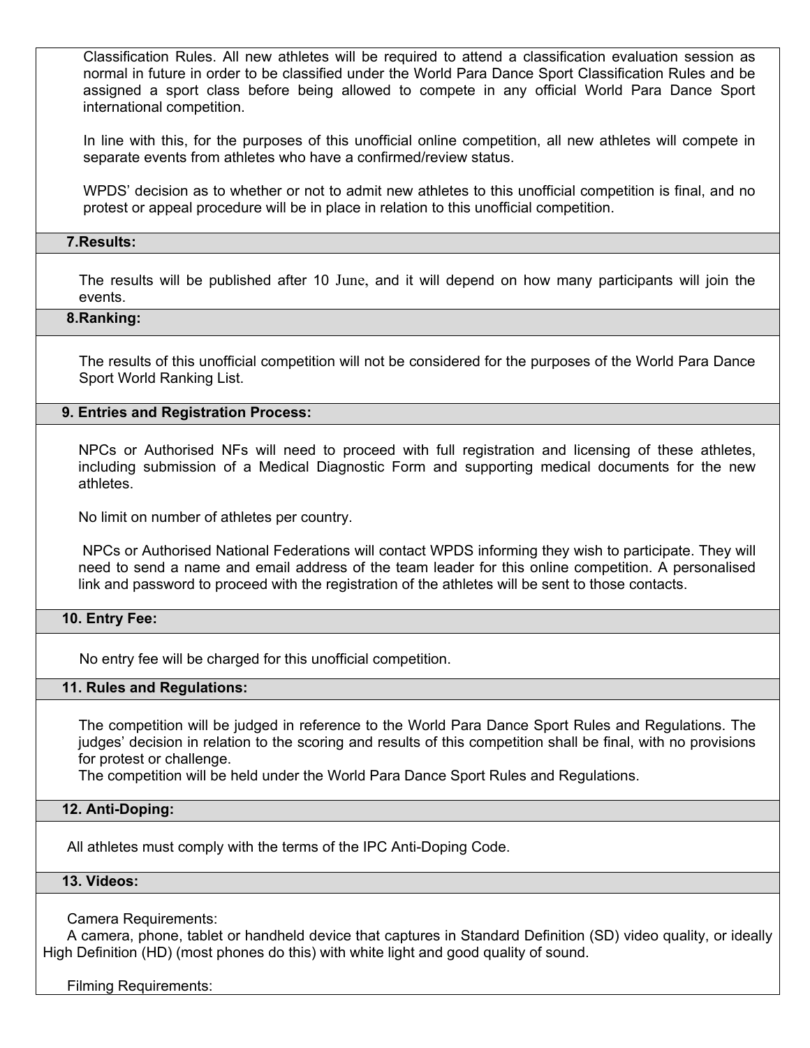Classification Rules. All new athletes will be required to attend a classification evaluation session as normal in future in order to be classified under the World Para Dance Sport Classification Rules and be assigned a sport class before being allowed to compete in any official World Para Dance Sport international competition.

In line with this, for the purposes of this unofficial online competition, all new athletes will compete in separate events from athletes who have a confirmed/review status.

WPDS' decision as to whether or not to admit new athletes to this unofficial competition is final, and no protest or appeal procedure will be in place in relation to this unofficial competition.

## 7.Results:

The results will be published after 10 June, and it will depend on how many participants will join the events.

## 8.Ranking:

The results of this unofficial competition will not be considered for the purposes of the World Para Dance Sport World Ranking List.

## 9. Entries and Registration Process:

NPCs or Authorised NFs will need to proceed with full registration and licensing of these athletes, including submission of a Medical Diagnostic Form and supporting medical documents for the new athletes.

No limit on number of athletes per country.

NPCs or Authorised National Federations will contact WPDS informing they wish to participate. They will need to send a name and email address of the team leader for this online competition. A personalised link and password to proceed with the registration of the athletes will be sent to those contacts.

## 10. Entry Fee:

No entry fee will be charged for this unofficial competition.

## 11. Rules and Regulations:

The competition will be judged in reference to the World Para Dance Sport Rules and Regulations. The judges' decision in relation to the scoring and results of this competition shall be final, with no provisions for protest or challenge.
The competition will be held under the World Para Dance Sport Rules and Regulations.

## 12. Anti-Doping:

All athletes must comply with the terms of the IPC Anti-Doping Code.

## 13. Videos:

Camera Requirements:
A camera, phone, tablet or handheld device that captures in Standard Definition (SD) video quality, or ideally High Definition (HD) (most phones do this) with white light and good quality of sound.

Filming Requirements: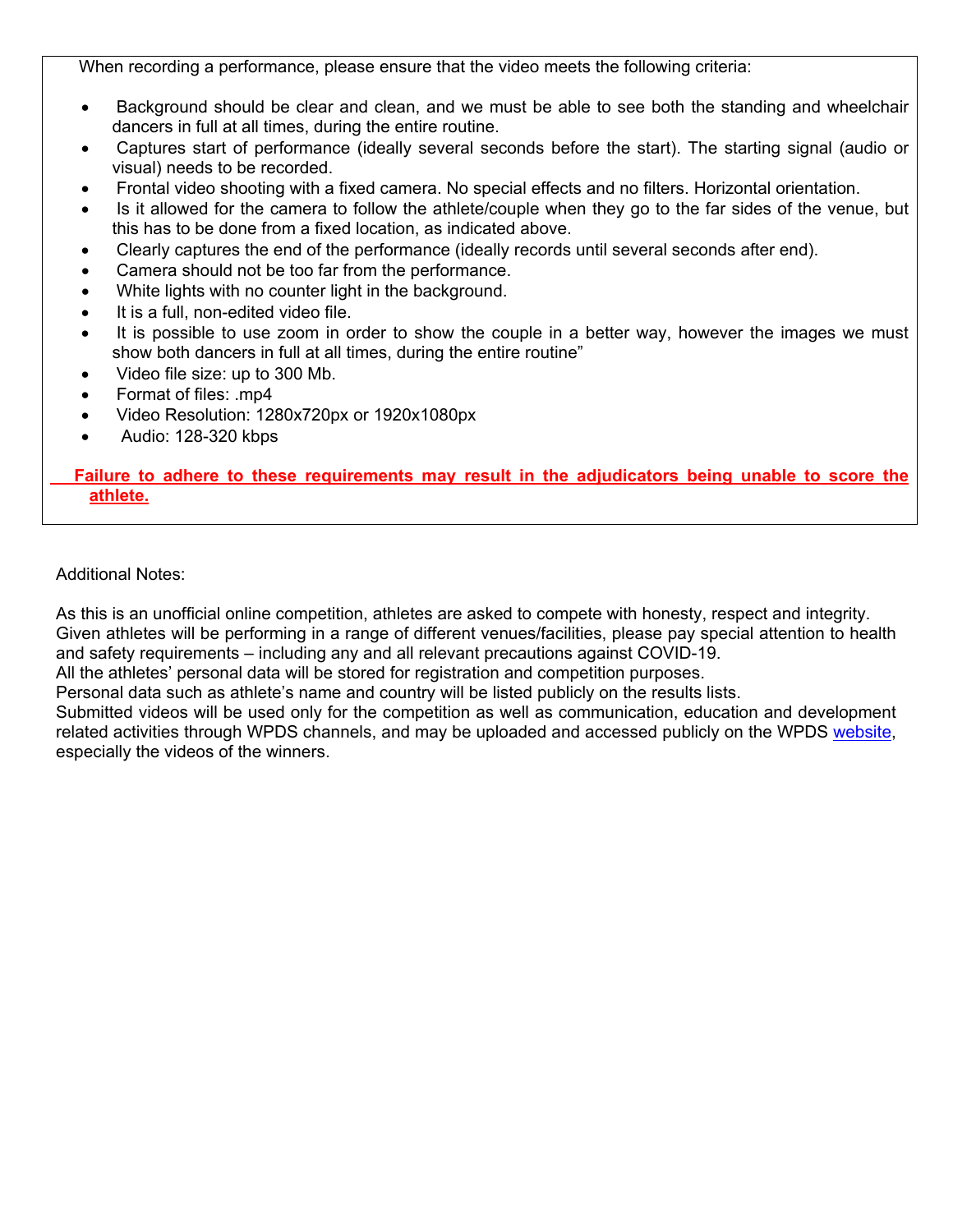When recording a performance, please ensure that the video meets the following criteria:

- Background should be clear and clean, and we must be able to see both the standing and wheelchair dancers in full at all times, during the entire routine.
- Captures start of performance (ideally several seconds before the start). The starting signal (audio or visual) needs to be recorded.
- Frontal video shooting with a fixed camera. No special effects and no filters. Horizontal orientation.
- Is it allowed for the camera to follow the athlete/couple when they go to the far sides of the venue, but this has to be done from a fixed location, as indicated above.
- Clearly captures the end of the performance (ideally records until several seconds after end).
- Camera should not be too far from the performance.
- White lights with no counter light in the background.
- It is a full, non-edited video file.
- It is possible to use zoom in order to show the couple in a better way, however the images we must show both dancers in full at all times, during the entire routine"
- Video file size: up to 300 Mb.
- Format of files: .mp4
- Video Resolution: 1280x720px or 1920x1080px
- Audio: 128-320 kbps

**Failure to adhere to these requirements may result in the adjudicators being unable to score the athlete.**

Additional Notes:

As this is an unofficial online competition, athletes are asked to compete with honesty, respect and integrity.
Given athletes will be performing in a range of different venues/facilities, please pay special attention to health and safety requirements – including any and all relevant precautions against COVID-19.
All the athletes' personal data will be stored for registration and competition purposes.
Personal data such as athlete's name and country will be listed publicly on the results lists.
Submitted videos will be used only for the competition as well as communication, education and development related activities through WPDS channels, and may be uploaded and accessed publicly on the WPDS website, especially the videos of the winners.